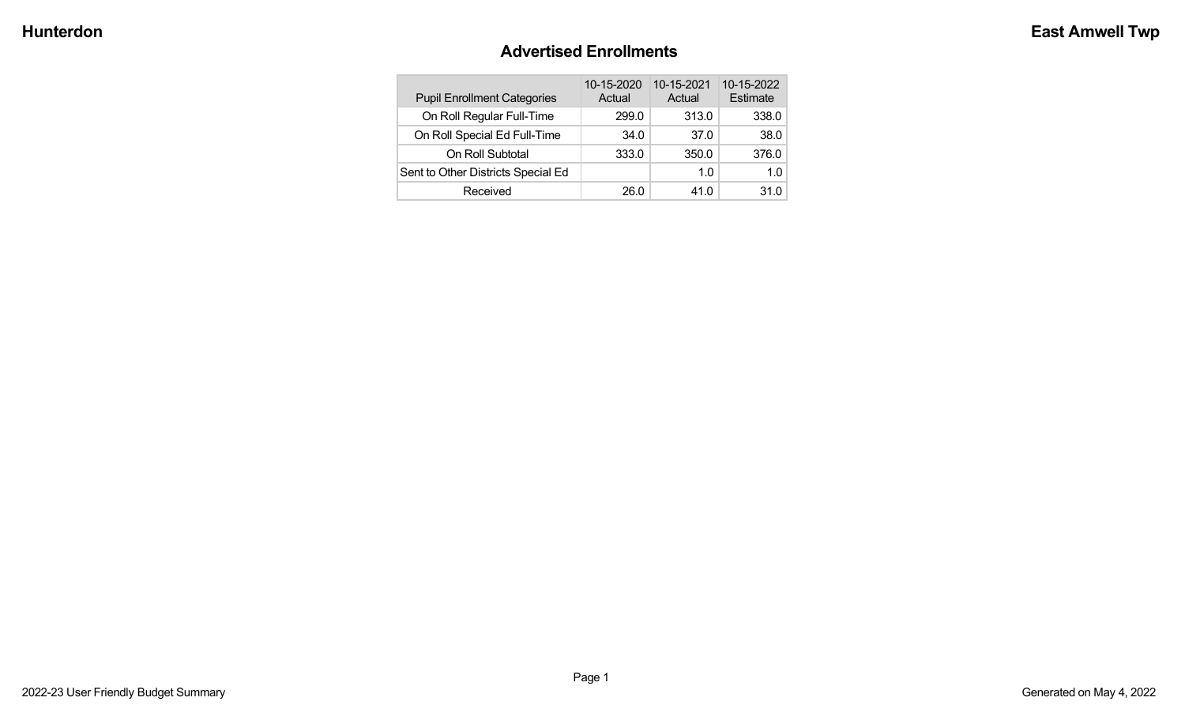# Advertised Enrollments

| Pupil Enrollment Categories | 10-15-2020 Actual | 10-15-2021 Actual | 10-15-2022 Estimate |
|---|---|---|---|
| On Roll Regular Full-Time | 299.0 | 313.0 | 338.0 |
| On Roll Special Ed Full-Time | 34.0 | 37.0 | 38.0 |
| On Roll Subtotal | 333.0 | 350.0 | 376.0 |
| Sent to Other Districts Special Ed | | 1.0 | 1.0 |
| Received | 26.0 | 41.0 | 31.0 |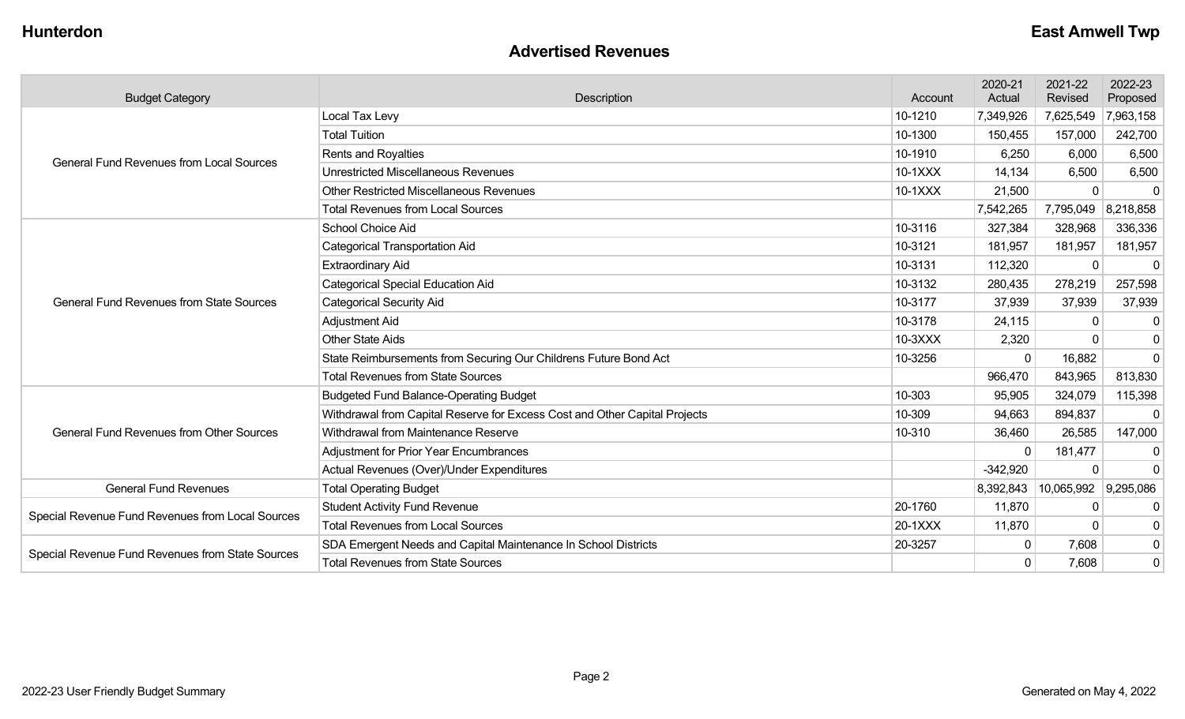Hunterdon

East Amwell Twp

## Advertised Revenues

| Budget Category | Description | Account | 2020-21 Actual | 2021-22 Revised | 2022-23 Proposed |
|---|---|---|---|---|---|
| General Fund Revenues from Local Sources | Local Tax Levy | 10-1210 | 7,349,926 | 7,625,549 | 7,963,158 |
| | Total Tuition | 10-1300 | 150,455 | 157,000 | 242,700 |
| | Rents and Royalties | 10-1910 | 6,250 | 6,000 | 6,500 |
| | Unrestricted Miscellaneous Revenues | 10-1XXX | 14,134 | 6,500 | 6,500 |
| | Other Restricted Miscellaneous Revenues | 10-1XXX | 21,500 | 0 | 0 |
| | Total Revenues from Local Sources | | 7,542,265 | 7,795,049 | 8,218,858 |
| General Fund Revenues from State Sources | School Choice Aid | 10-3116 | 327,384 | 328,968 | 336,336 |
| | Categorical Transportation Aid | 10-3121 | 181,957 | 181,957 | 181,957 |
| | Extraordinary Aid | 10-3131 | 112,320 | 0 | 0 |
| | Categorical Special Education Aid | 10-3132 | 280,435 | 278,219 | 257,598 |
| | Categorical Security Aid | 10-3177 | 37,939 | 37,939 | 37,939 |
| | Adjustment Aid | 10-3178 | 24,115 | 0 | 0 |
| | Other State Aids | 10-3XXX | 2,320 | 0 | 0 |
| | State Reimbursements from Securing Our Childrens Future Bond Act | 10-3256 | 0 | 16,882 | 0 |
| | Total Revenues from State Sources | | 966,470 | 843,965 | 813,830 |
| General Fund Revenues from Other Sources | Budgeted Fund Balance-Operating Budget | 10-303 | 95,905 | 324,079 | 115,398 |
| | Withdrawal from Capital Reserve for Excess Cost and Other Capital Projects | 10-309 | 94,663 | 894,837 | 0 |
| | Withdrawal from Maintenance Reserve | 10-310 | 36,460 | 26,585 | 147,000 |
| | Adjustment for Prior Year Encumbrances | | 0 | 181,477 | 0 |
| | Actual Revenues (Over)/Under Expenditures | | -342,920 | 0 | 0 |
| General Fund Revenues | Total Operating Budget | | 8,392,843 | 10,065,992 | 9,295,086 |
| Special Revenue Fund Revenues from Local Sources | Student Activity Fund Revenue | 20-1760 | 11,870 | 0 | 0 |
| | Total Revenues from Local Sources | 20-1XXX | 11,870 | 0 | 0 |
| Special Revenue Fund Revenues from State Sources | SDA Emergent Needs and Capital Maintenance In School Districts | 20-3257 | 0 | 7,608 | 0 |
| | Total Revenues from State Sources | | 0 | 7,608 | 0 |

2022-23 User Friendly Budget Summary

Generated on May 4, 2022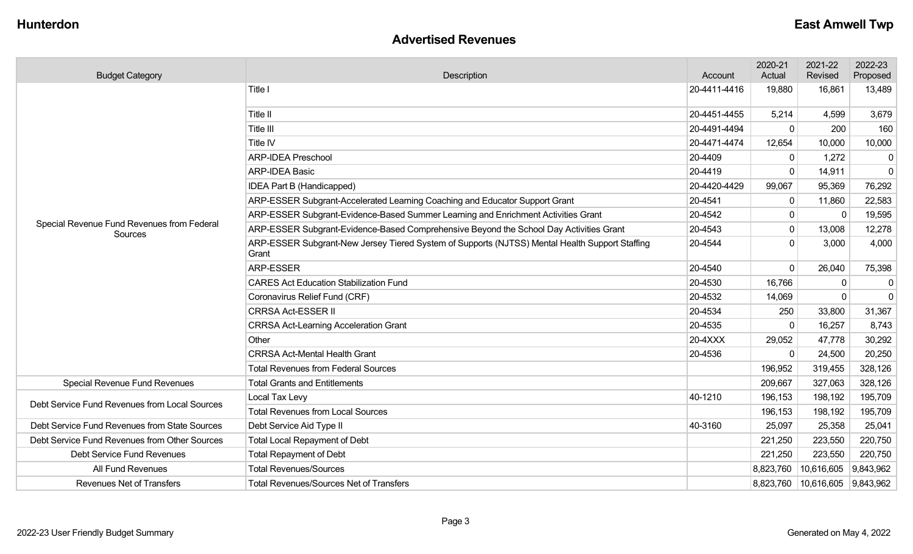# Advertised Revenues

| Budget Category | Description | Account | 2020-21 Actual | 2021-22 Revised | 2022-23 Proposed |
|---|---|---|---|---|---|
| Special Revenue Fund Revenues from Federal Sources | Title I | 20-4411-4416 | 19,880 | 16,861 | 13,489 |
| | Title II | 20-4451-4455 | 5,214 | 4,599 | 3,679 |
| | Title III | 20-4491-4494 | 0 | 200 | 160 |
| | Title IV | 20-4471-4474 | 12,654 | 10,000 | 10,000 |
| | ARP-IDEA Preschool | 20-4409 | 0 | 1,272 | 0 |
| | ARP-IDEA Basic | 20-4419 | 0 | 14,911 | 0 |
| | IDEA Part B (Handicapped) | 20-4420-4429 | 99,067 | 95,369 | 76,292 |
| | ARP-ESSER Subgrant-Accelerated Learning Coaching and Educator Support Grant | 20-4541 | 0 | 11,860 | 22,583 |
| | ARP-ESSER Subgrant-Evidence-Based Summer Learning and Enrichment Activities Grant | 20-4542 | 0 | 0 | 19,595 |
| | ARP-ESSER Subgrant-Evidence-Based Comprehensive Beyond the School Day Activities Grant | 20-4543 | 0 | 13,008 | 12,278 |
| | ARP-ESSER Subgrant-New Jersey Tiered System of Supports (NJTSS) Mental Health Support Staffing Grant | 20-4544 | 0 | 3,000 | 4,000 |
| | ARP-ESSER | 20-4540 | 0 | 26,040 | 75,398 |
| | CARES Act Education Stabilization Fund | 20-4530 | 16,766 | 0 | 0 |
| | Coronavirus Relief Fund (CRF) | 20-4532 | 14,069 | 0 | 0 |
| | CRRSA Act-ESSER II | 20-4534 | 250 | 33,800 | 31,367 |
| | CRRSA Act-Learning Acceleration Grant | 20-4535 | 0 | 16,257 | 8,743 |
| | Other | 20-4XXX | 29,052 | 47,778 | 30,292 |
| | CRRSA Act-Mental Health Grant | 20-4536 | 0 | 24,500 | 20,250 |
| | Total Revenues from Federal Sources | | 196,952 | 319,455 | 328,126 |
| Special Revenue Fund Revenues | Total Grants and Entitlements | | 209,667 | 327,063 | 328,126 |
| Debt Service Fund Revenues from Local Sources | Local Tax Levy | 40-1210 | 196,153 | 198,192 | 195,709 |
| | Total Revenues from Local Sources | | 196,153 | 198,192 | 195,709 |
| Debt Service Fund Revenues from State Sources | Debt Service Aid Type II | 40-3160 | 25,097 | 25,358 | 25,041 |
| Debt Service Fund Revenues from Other Sources | Total Local Repayment of Debt | | 221,250 | 223,550 | 220,750 |
| Debt Service Fund Revenues | Total Repayment of Debt | | 221,250 | 223,550 | 220,750 |
| All Fund Revenues | Total Revenues/Sources | | 8,823,760 | 10,616,605 | 9,843,962 |
| Revenues Net of Transfers | Total Revenues/Sources Net of Transfers | | 8,823,760 | 10,616,605 | 9,843,962 |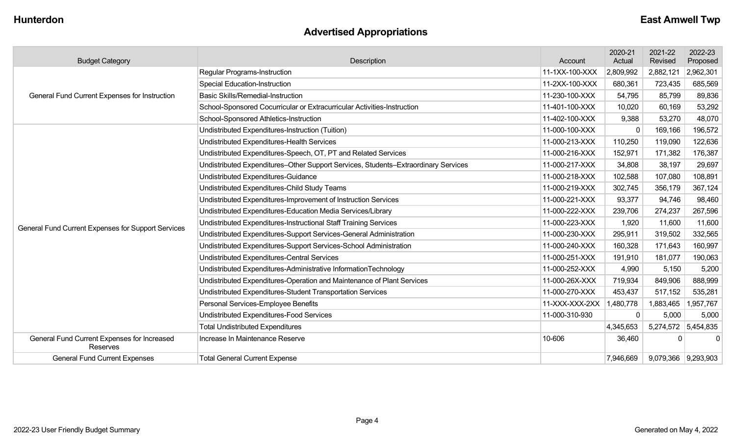## Advertised Appropriations

| Budget Category | Description | Account | 2020-21 Actual | 2021-22 Revised | 2022-23 Proposed |
|---|---|---|---|---|---|
| General Fund Current Expenses for Instruction | Regular Programs-Instruction | 11-1XX-100-XXX | 2,809,992 | 2,882,121 | 2,962,301 |
| | Special Education-Instruction | 11-2XX-100-XXX | 680,361 | 723,435 | 685,569 |
| | Basic Skills/Remedial-Instruction | 11-230-100-XXX | 54,795 | 85,799 | 89,836 |
| | School-Sponsored Cocurricular or Extracurricular Activities-Instruction | 11-401-100-XXX | 10,020 | 60,169 | 53,292 |
| | School-Sponsored Athletics-Instruction | 11-402-100-XXX | 9,388 | 53,270 | 48,070 |
| General Fund Current Expenses for Support Services | Undistributed Expenditures-Instruction (Tuition) | 11-000-100-XXX | 0 | 169,166 | 196,572 |
| | Undistributed Expenditures-Health Services | 11-000-213-XXX | 110,250 | 119,090 | 122,636 |
| | Undistributed Expenditures-Speech, OT, PT and Related Services | 11-000-216-XXX | 152,971 | 171,382 | 176,387 |
| | Undistributed Expenditures–Other Support Services, Students–Extraordinary Services | 11-000-217-XXX | 34,808 | 38,197 | 29,697 |
| | Undistributed Expenditures-Guidance | 11-000-218-XXX | 102,588 | 107,080 | 108,891 |
| | Undistributed Expenditures-Child Study Teams | 11-000-219-XXX | 302,745 | 356,179 | 367,124 |
| | Undistributed Expenditures-Improvement of Instruction Services | 11-000-221-XXX | 93,377 | 94,746 | 98,460 |
| | Undistributed Expenditures-Education Media Services/Library | 11-000-222-XXX | 239,706 | 274,237 | 267,596 |
| | Undistributed Expenditures-Instructional Staff Training Services | 11-000-223-XXX | 1,920 | 11,600 | 11,600 |
| | Undistributed Expenditures-Support Services-General Administration | 11-000-230-XXX | 295,911 | 319,502 | 332,565 |
| | Undistributed Expenditures-Support Services-School Administration | 11-000-240-XXX | 160,328 | 171,643 | 160,997 |
| | Undistributed Expenditures-Central Services | 11-000-251-XXX | 191,910 | 181,077 | 190,063 |
| | Undistributed Expenditures-Administrative InformationTechnology | 11-000-252-XXX | 4,990 | 5,150 | 5,200 |
| | Undistributed Expenditures-Operation and Maintenance of Plant Services | 11-000-26X-XXX | 719,934 | 849,906 | 888,999 |
| | Undistributed Expenditures-Student Transportation Services | 11-000-270-XXX | 453,437 | 517,152 | 535,281 |
| | Personal Services-Employee Benefits | 11-XXX-XXX-2XX | 1,480,778 | 1,883,465 | 1,957,767 |
| | Undistributed Expenditures-Food Services | 11-000-310-930 | 0 | 5,000 | 5,000 |
| | Total Undistributed Expenditures | | 4,345,653 | 5,274,572 | 5,454,835 |
| General Fund Current Expenses for Increased Reserves | Increase In Maintenance Reserve | 10-606 | 36,460 | 0 | 0 |
| General Fund Current Expenses | Total General Current Expense | | 7,946,669 | 9,079,366 | 9,293,903 |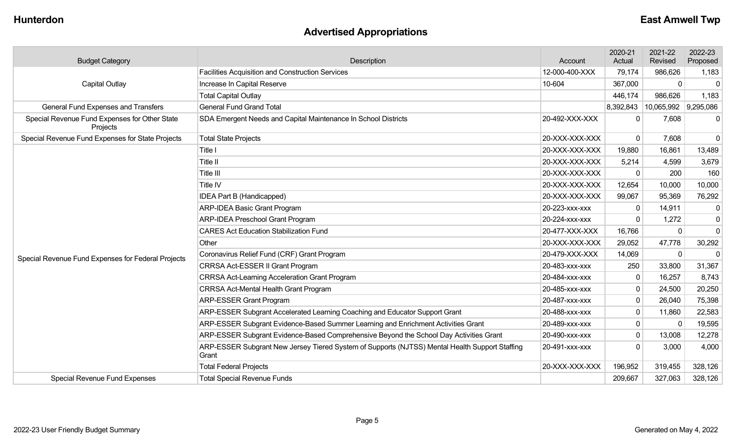# Advertised Appropriations

| Budget Category | Description | Account | 2020-21 Actual | 2021-22 Revised | 2022-23 Proposed |
|---|---|---|---|---|---|
| Capital Outlay | Facilities Acquisition and Construction Services | 12-000-400-XXX | 79,174 | 986,626 | 1,183 |
| | Increase In Capital Reserve | 10-604 | 367,000 | 0 | 0 |
| | Total Capital Outlay | | 446,174 | 986,626 | 1,183 |
| General Fund Expenses and Transfers | General Fund Grand Total | | 8,392,843 | 10,065,992 | 9,295,086 |
| Special Revenue Fund Expenses for Other State Projects | SDA Emergent Needs and Capital Maintenance In School Districts | 20-492-XXX-XXX | 0 | 7,608 | 0 |
| Special Revenue Fund Expenses for State Projects | Total State Projects | 20-XXX-XXX-XXX | 0 | 7,608 | 0 |
| Special Revenue Fund Expenses for Federal Projects | Title I | 20-XXX-XXX-XXX | 19,880 | 16,861 | 13,489 |
| | Title II | 20-XXX-XXX-XXX | 5,214 | 4,599 | 3,679 |
| | Title III | 20-XXX-XXX-XXX | 0 | 200 | 160 |
| | Title IV | 20-XXX-XXX-XXX | 12,654 | 10,000 | 10,000 |
| | IDEA Part B (Handicapped) | 20-XXX-XXX-XXX | 99,067 | 95,369 | 76,292 |
| | ARP-IDEA Basic Grant Program | 20-223-xxx-xxx | 0 | 14,911 | 0 |
| | ARP-IDEA Preschool Grant Program | 20-224-xxx-xxx | 0 | 1,272 | 0 |
| | CARES Act Education Stabilization Fund | 20-477-XXX-XXX | 16,766 | 0 | 0 |
| | Other | 20-XXX-XXX-XXX | 29,052 | 47,778 | 30,292 |
| | Coronavirus Relief Fund (CRF) Grant Program | 20-479-XXX-XXX | 14,069 | 0 | 0 |
| | CRRSA Act-ESSER II Grant Program | 20-483-xxx-xxx | 250 | 33,800 | 31,367 |
| | CRRSA Act-Learning Acceleration Grant Program | 20-484-xxx-xxx | 0 | 16,257 | 8,743 |
| | CRRSA Act-Mental Health Grant Program | 20-485-xxx-xxx | 0 | 24,500 | 20,250 |
| | ARP-ESSER Grant Program | 20-487-xxx-xxx | 0 | 26,040 | 75,398 |
| | ARP-ESSER Subgrant Accelerated Learning Coaching and Educator Support Grant | 20-488-xxx-xxx | 0 | 11,860 | 22,583 |
| | ARP-ESSER Subgrant Evidence-Based Summer Learning and Enrichment Activities Grant | 20-489-xxx-xxx | 0 | 0 | 19,595 |
| | ARP-ESSER Subgrant Evidence-Based Comprehensive Beyond the School Day Activities Grant | 20-490-xxx-xxx | 0 | 13,008 | 12,278 |
| | ARP-ESSER Subgrant New Jersey Tiered System of Supports (NJTSS) Mental Health Support Staffing Grant | 20-491-xxx-xxx | 0 | 3,000 | 4,000 |
| | Total Federal Projects | 20-XXX-XXX-XXX | 196,952 | 319,455 | 328,126 |
| Special Revenue Fund Expenses | Total Special Revenue Funds | | 209,667 | 327,063 | 328,126 |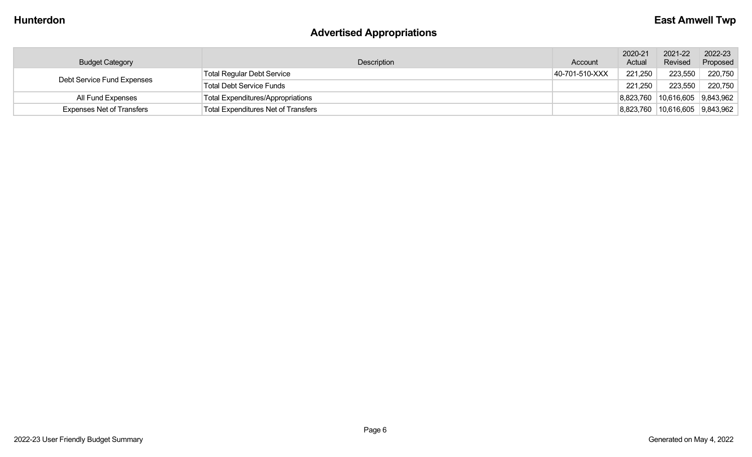## Advertised Appropriations

| Budget Category | Description | Account | 2020-21 Actual | 2021-22 Revised | 2022-23 Proposed |
|---|---|---|---|---|---|
| Debt Service Fund Expenses | Total Regular Debt Service | 40-701-510-XXX | 221,250 | 223,550 | 220,750 |
| | Total Debt Service Funds | | 221,250 | 223,550 | 220,750 |
| All Fund Expenses | Total Expenditures/Appropriations | | 8,823,760 | 10,616,605 | 9,843,962 |
| Expenses Net of Transfers | Total Expenditures Net of Transfers | | 8,823,760 | 10,616,605 | 9,843,962 |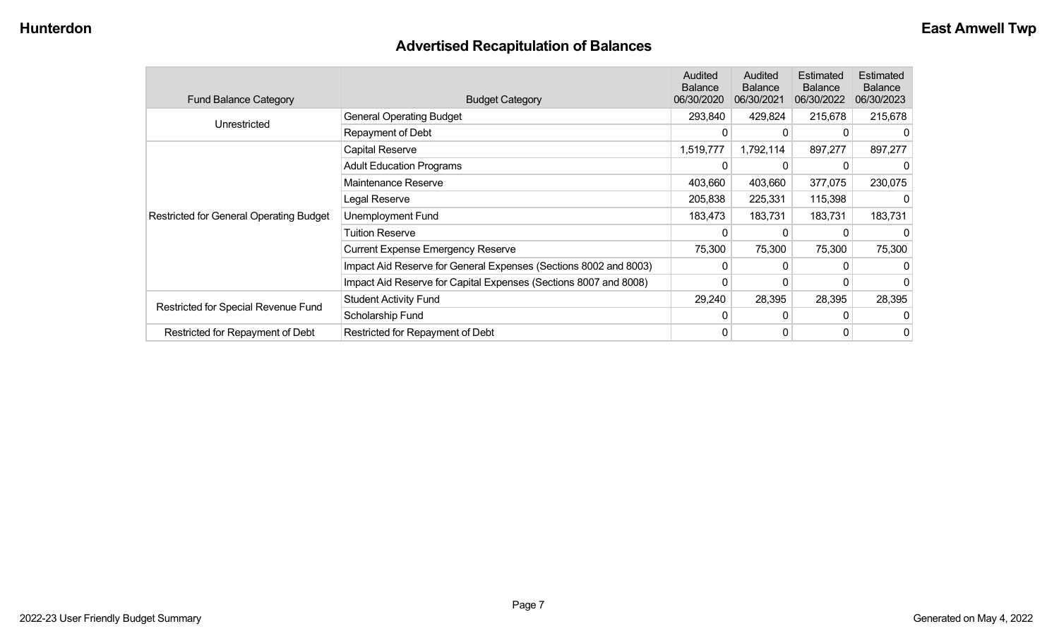## Advertised Recapitulation of Balances

| Fund Balance Category | Budget Category | Audited Balance 06/30/2020 | Audited Balance 06/30/2021 | Estimated Balance 06/30/2022 | Estimated Balance 06/30/2023 |
|---|---|---|---|---|---|
| Unrestricted | General Operating Budget | 293,840 | 429,824 | 215,678 | 215,678 |
| | Repayment of Debt | 0 | 0 | 0 | 0 |
| Restricted for General Operating Budget | Capital Reserve | 1,519,777 | 1,792,114 | 897,277 | 897,277 |
| | Adult Education Programs | 0 | 0 | 0 | 0 |
| | Maintenance Reserve | 403,660 | 403,660 | 377,075 | 230,075 |
| | Legal Reserve | 205,838 | 225,331 | 115,398 | 0 |
| | Unemployment Fund | 183,473 | 183,731 | 183,731 | 183,731 |
| | Tuition Reserve | 0 | 0 | 0 | 0 |
| | Current Expense Emergency Reserve | 75,300 | 75,300 | 75,300 | 75,300 |
| | Impact Aid Reserve for General Expenses (Sections 8002 and 8003) | 0 | 0 | 0 | 0 |
| | Impact Aid Reserve for Capital Expenses (Sections 8007 and 8008) | 0 | 0 | 0 | 0 |
| Restricted for Special Revenue Fund | Student Activity Fund | 29,240 | 28,395 | 28,395 | 28,395 |
| | Scholarship Fund | 0 | 0 | 0 | 0 |
| Restricted for Repayment of Debt | Restricted for Repayment of Debt | 0 | 0 | 0 | 0 |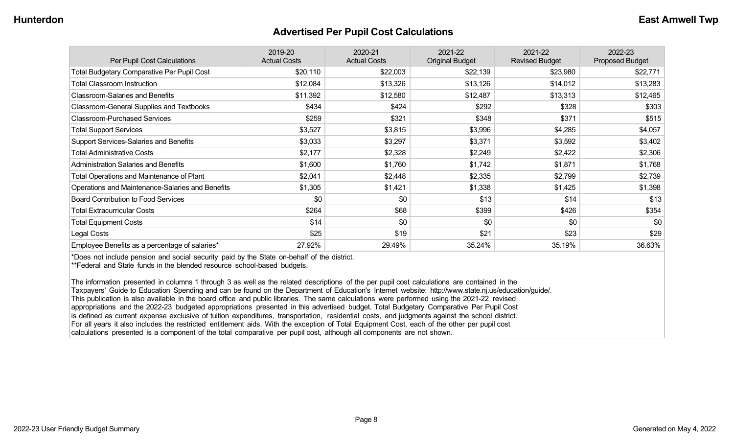## Advertised Per Pupil Cost Calculations

| Per Pupil Cost Calculations | 2019-20 Actual Costs | 2020-21 Actual Costs | 2021-22 Original Budget | 2021-22 Revised Budget | 2022-23 Proposed Budget |
|---|---|---|---|---|---|
| Total Budgetary Comparative Per Pupil Cost | $20,110 | $22,003 | $22,139 | $23,980 | $22,771 |
| Total Classroom Instruction | $12,084 | $13,326 | $13,126 | $14,012 | $13,283 |
| Classroom-Salaries and Benefits | $11,392 | $12,580 | $12,487 | $13,313 | $12,465 |
| Classroom-General Supplies and Textbooks | $434 | $424 | $292 | $328 | $303 |
| Classroom-Purchased Services | $259 | $321 | $348 | $371 | $515 |
| Total Support Services | $3,527 | $3,815 | $3,996 | $4,285 | $4,057 |
| Support Services-Salaries and Benefits | $3,033 | $3,297 | $3,371 | $3,592 | $3,402 |
| Total Administrative Costs | $2,177 | $2,328 | $2,249 | $2,422 | $2,306 |
| Administration Salaries and Benefits | $1,600 | $1,760 | $1,742 | $1,871 | $1,768 |
| Total Operations and Maintenance of Plant | $2,041 | $2,448 | $2,335 | $2,799 | $2,739 |
| Operations and Maintenance-Salaries and Benefits | $1,305 | $1,421 | $1,338 | $1,425 | $1,398 |
| Board Contribution to Food Services | $0 | $0 | $13 | $14 | $13 |
| Total Extracurricular Costs | $264 | $68 | $399 | $426 | $354 |
| Total Equipment Costs | $14 | $0 | $0 | $0 | $0 |
| Legal Costs | $25 | $19 | $21 | $23 | $29 |
| Employee Benefits as a percentage of salaries* | 27.92% | 29.49% | 35.24% | 35.19% | 36.63% |

*Does not include pension and social security paid by the State on-behalf of the district.
**Federal and State funds in the blended resource school-based budgets.

The information presented in columns 1 through 3 as well as the related descriptions of the per pupil cost calculations are contained in the Taxpayers' Guide to Education Spending and can be found on the Department of Education's Internet website: http://www.state.nj.us/education/guide/. This publication is also available in the board office and public libraries. The same calculations were performed using the 2021-22 revised appropriations and the 2022-23 budgeted appropriations presented in this advertised budget. Total Budgetary Comparative Per Pupil Cost is defined as current expense exclusive of tuition expenditures, transportation, residential costs, and judgments against the school district. For all years it also includes the restricted entitlement aids. With the exception of Total Equipment Cost, each of the other per pupil cost calculations presented is a component of the total comparative per pupil cost, although all components are not shown.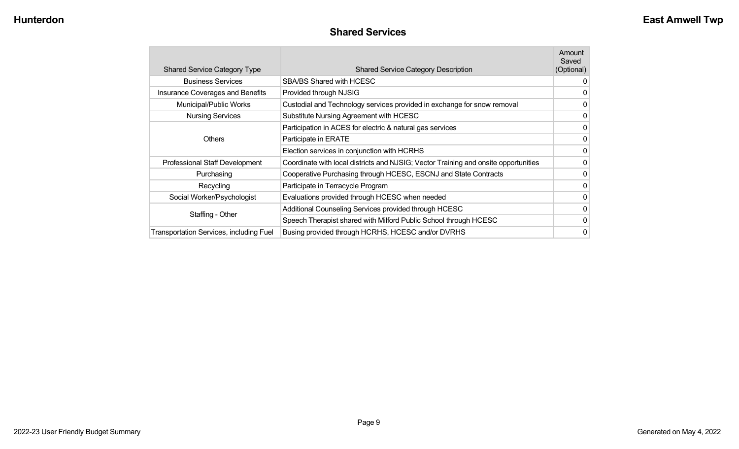## Shared Services

| Shared Service Category Type | Shared Service Category Description | Amount Saved (Optional) |
|---|---|---|
| Business Services | SBA/BS Shared with HCESC | 0 |
| Insurance Coverages and Benefits | Provided through NJSIG | 0 |
| Municipal/Public Works | Custodial and Technology services provided in exchange for snow removal | 0 |
| Nursing Services | Substitute Nursing Agreement with HCESC | 0 |
| Others | Participation in ACES for electric & natural gas services | 0 |
| | Participate in ERATE | 0 |
| | Election services in conjunction with HCRHS | 0 |
| Professional Staff Development | Coordinate with local districts and NJSIG; Vector Training and onsite opportunities | 0 |
| Purchasing | Cooperative Purchasing through HCESC, ESCNJ and State Contracts | 0 |
| Recycling | Participate in Terracycle Program | 0 |
| Social Worker/Psychologist | Evaluations provided through HCESC when needed | 0 |
| Staffing - Other | Additional Counseling Services provided through HCESC | 0 |
| | Speech Therapist shared with Milford Public School through HCESC | 0 |
| Transportation Services, including Fuel | Busing provided through HCRHS, HCESC and/or DVRHS | 0 |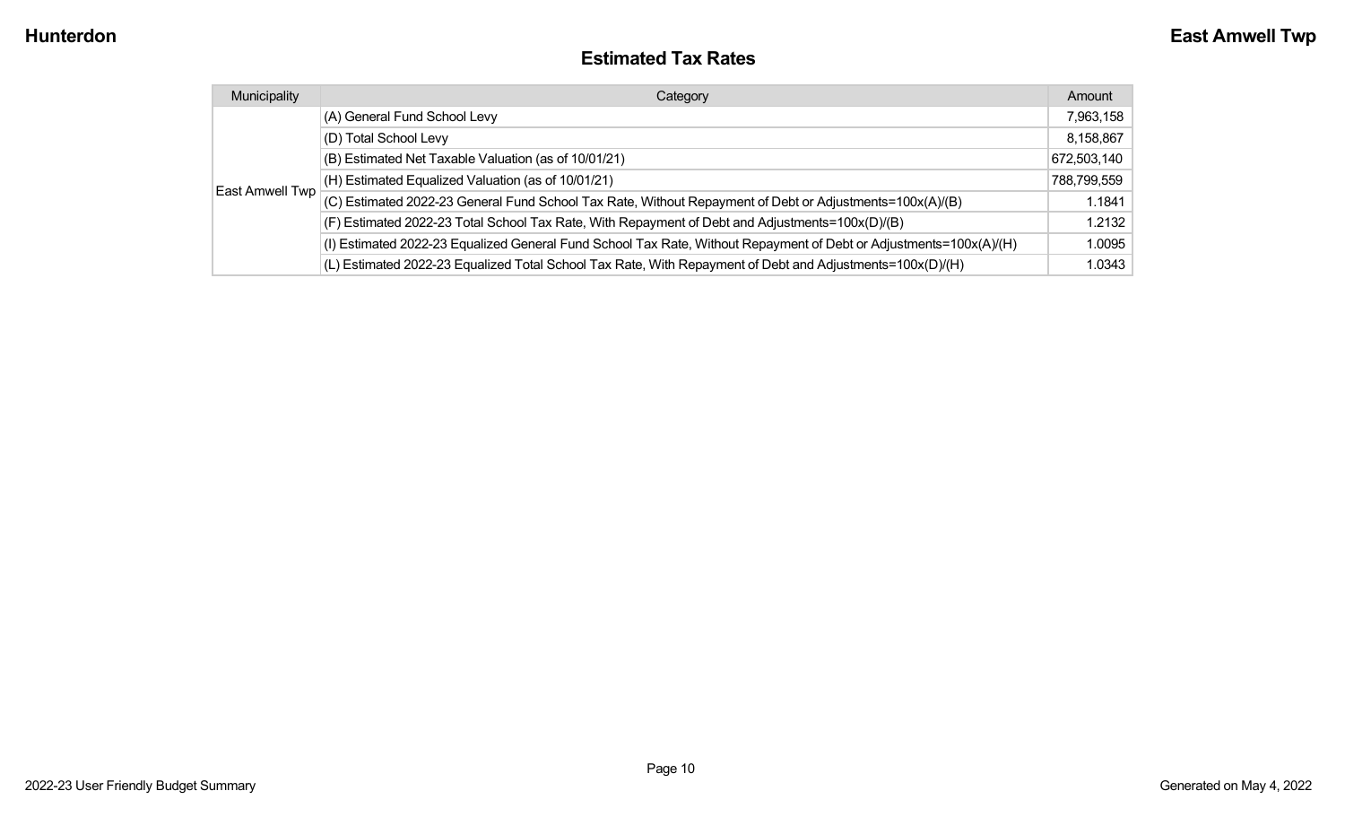# Estimated Tax Rates

| Municipality | Category | Amount |
|---|---|---|
| East Amwell Twp | (A) General Fund School Levy | 7,963,158 |
| | (D) Total School Levy | 8,158,867 |
| | (B) Estimated Net Taxable Valuation (as of 10/01/21) | 672,503,140 |
| | (H) Estimated Equalized Valuation (as of 10/01/21) | 788,799,559 |
| | (C) Estimated 2022-23 General Fund School Tax Rate, Without Repayment of Debt or Adjustments=100x(A)/(B) | 1.1841 |
| | (F) Estimated 2022-23 Total School Tax Rate, With Repayment of Debt and Adjustments=100x(D)/(B) | 1.2132 |
| | (I) Estimated 2022-23 Equalized General Fund School Tax Rate, Without Repayment of Debt or Adjustments=100x(A)/(H) | 1.0095 |
| | (L) Estimated 2022-23 Equalized Total School Tax Rate, With Repayment of Debt and Adjustments=100x(D)/(H) | 1.0343 |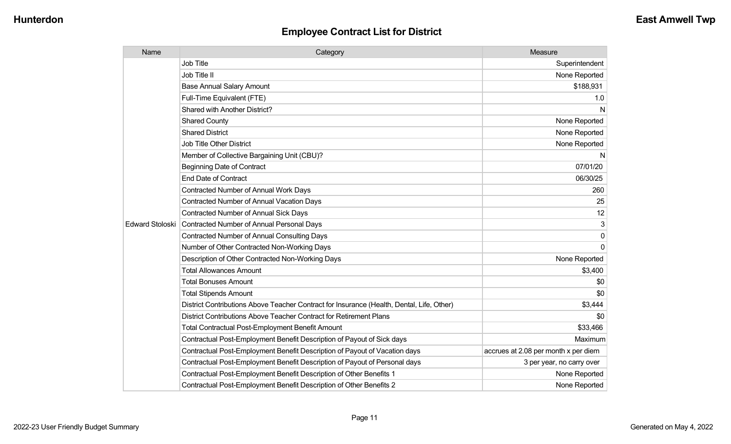## Employee Contract List for District

| Name | Category | Measure |
|---|---|---|
| Edward Stoloski | Job Title | Superintendent |
| | Job Title II | None Reported |
| | Base Annual Salary Amount | $188,931 |
| | Full-Time Equivalent (FTE) | 1.0 |
| | Shared with Another District? | N |
| | Shared County | None Reported |
| | Shared District | None Reported |
| | Job Title Other District | None Reported |
| | Member of Collective Bargaining Unit (CBU)? | N |
| | Beginning Date of Contract | 07/01/20 |
| | End Date of Contract | 06/30/25 |
| | Contracted Number of Annual Work Days | 260 |
| | Contracted Number of Annual Vacation Days | 25 |
| | Contracted Number of Annual Sick Days | 12 |
| | Contracted Number of Annual Personal Days | 3 |
| | Contracted Number of Annual Consulting Days | 0 |
| | Number of Other Contracted Non-Working Days | 0 |
| | Description of Other Contracted Non-Working Days | None Reported |
| | Total Allowances Amount | $3,400 |
| | Total Bonuses Amount | $0 |
| | Total Stipends Amount | $0 |
| | District Contributions Above Teacher Contract for Insurance (Health, Dental, Life, Other) | $3,444 |
| | District Contributions Above Teacher Contract for Retirement Plans | $0 |
| | Total Contractual Post-Employment Benefit Amount | $33,466 |
| | Contractual Post-Employment Benefit Description of Payout of Sick days | Maximum |
| | Contractual Post-Employment Benefit Description of Payout of Vacation days | accrues at 2.08 per month x per diem |
| | Contractual Post-Employment Benefit Description of Payout of Personal days | 3 per year, no carry over |
| | Contractual Post-Employment Benefit Description of Other Benefits 1 | None Reported |
| | Contractual Post-Employment Benefit Description of Other Benefits 2 | None Reported |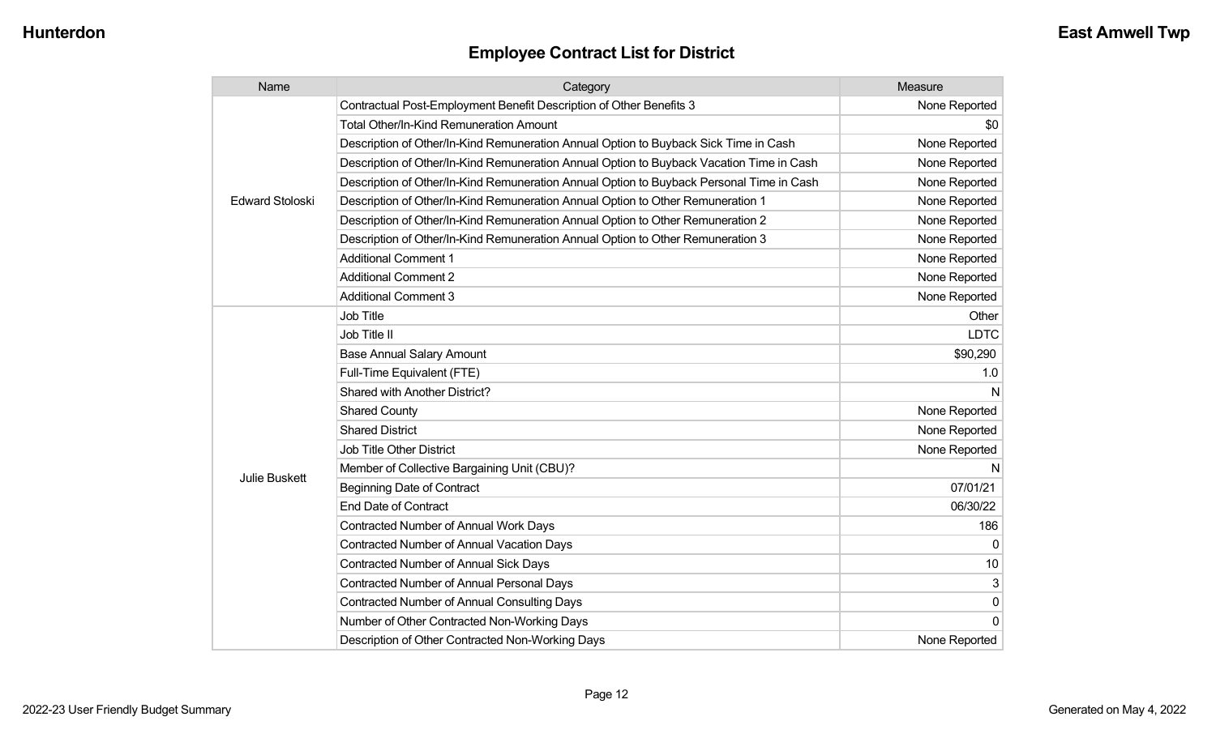## Employee Contract List for District

| Name | Category | Measure |
|---|---|---|
| Edward Stoloski | Contractual Post-Employment Benefit Description of Other Benefits 3 | None Reported |
| | Total Other/In-Kind Remuneration Amount | $0 |
| | Description of Other/In-Kind Remuneration Annual Option to Buyback Sick Time in Cash | None Reported |
| | Description of Other/In-Kind Remuneration Annual Option to Buyback Vacation Time in Cash | None Reported |
| | Description of Other/In-Kind Remuneration Annual Option to Buyback Personal Time in Cash | None Reported |
| | Description of Other/In-Kind Remuneration Annual Option to Other Remuneration 1 | None Reported |
| | Description of Other/In-Kind Remuneration Annual Option to Other Remuneration 2 | None Reported |
| | Description of Other/In-Kind Remuneration Annual Option to Other Remuneration 3 | None Reported |
| | Additional Comment 1 | None Reported |
| | Additional Comment 2 | None Reported |
| | Additional Comment 3 | None Reported |
| Julie Buskett | Job Title | Other |
| | Job Title II | LDTC |
| | Base Annual Salary Amount | $90,290 |
| | Full-Time Equivalent (FTE) | 1.0 |
| | Shared with Another District? | N |
| | Shared County | None Reported |
| | Shared District | None Reported |
| | Job Title Other District | None Reported |
| | Member of Collective Bargaining Unit (CBU)? | N |
| | Beginning Date of Contract | 07/01/21 |
| | End Date of Contract | 06/30/22 |
| | Contracted Number of Annual Work Days | 186 |
| | Contracted Number of Annual Vacation Days | 0 |
| | Contracted Number of Annual Sick Days | 10 |
| | Contracted Number of Annual Personal Days | 3 |
| | Contracted Number of Annual Consulting Days | 0 |
| | Number of Other Contracted Non-Working Days | 0 |
| | Description of Other Contracted Non-Working Days | None Reported |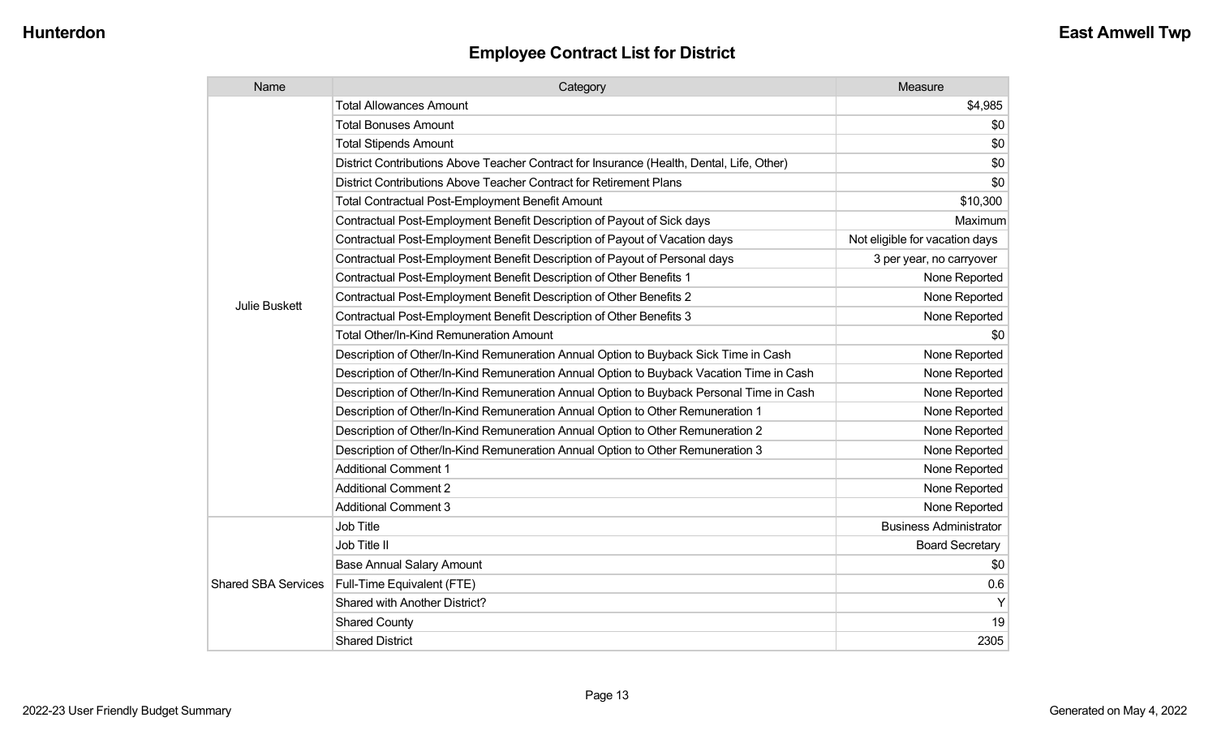## Employee Contract List for District

| Name | Category | Measure |
|---|---|---|
| Julie Buskett | Total Allowances Amount | $4,985 |
| | Total Bonuses Amount | $0 |
| | Total Stipends Amount | $0 |
| | District Contributions Above Teacher Contract for Insurance (Health, Dental, Life, Other) | $0 |
| | District Contributions Above Teacher Contract for Retirement Plans | $0 |
| | Total Contractual Post-Employment Benefit Amount | $10,300 |
| | Contractual Post-Employment Benefit Description of Payout of Sick days | Maximum |
| | Contractual Post-Employment Benefit Description of Payout of Vacation days | Not eligible for vacation days |
| | Contractual Post-Employment Benefit Description of Payout of Personal days | 3 per year, no carryover |
| | Contractual Post-Employment Benefit Description of Other Benefits 1 | None Reported |
| | Contractual Post-Employment Benefit Description of Other Benefits 2 | None Reported |
| | Contractual Post-Employment Benefit Description of Other Benefits 3 | None Reported |
| | Total Other/In-Kind Remuneration Amount | $0 |
| | Description of Other/In-Kind Remuneration Annual Option to Buyback Sick Time in Cash | None Reported |
| | Description of Other/In-Kind Remuneration Annual Option to Buyback Vacation Time in Cash | None Reported |
| | Description of Other/In-Kind Remuneration Annual Option to Buyback Personal Time in Cash | None Reported |
| | Description of Other/In-Kind Remuneration Annual Option to Other Remuneration 1 | None Reported |
| | Description of Other/In-Kind Remuneration Annual Option to Other Remuneration 2 | None Reported |
| | Description of Other/In-Kind Remuneration Annual Option to Other Remuneration 3 | None Reported |
| | Additional Comment 1 | None Reported |
| | Additional Comment 2 | None Reported |
| | Additional Comment 3 | None Reported |
| Shared SBA Services | Job Title | Business Administrator |
| | Job Title II | Board Secretary |
| | Base Annual Salary Amount | $0 |
| | Full-Time Equivalent (FTE) | 0.6 |
| | Shared with Another District? | Y |
| | Shared County | 19 |
| | Shared District | 2305 |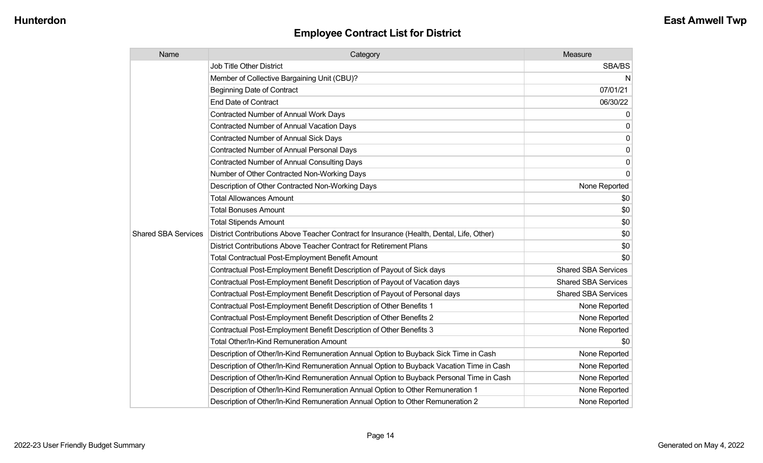## Employee Contract List for District

| Name | Category | Measure |
|---|---|---|
| Shared SBA Services | Job Title Other District | SBA/BS |
| | Member of Collective Bargaining Unit (CBU)? | N |
| | Beginning Date of Contract | 07/01/21 |
| | End Date of Contract | 06/30/22 |
| | Contracted Number of Annual Work Days | 0 |
| | Contracted Number of Annual Vacation Days | 0 |
| | Contracted Number of Annual Sick Days | 0 |
| | Contracted Number of Annual Personal Days | 0 |
| | Contracted Number of Annual Consulting Days | 0 |
| | Number of Other Contracted Non-Working Days | 0 |
| | Description of Other Contracted Non-Working Days | None Reported |
| | Total Allowances Amount | $0 |
| | Total Bonuses Amount | $0 |
| | Total Stipends Amount | $0 |
| | District Contributions Above Teacher Contract for Insurance (Health, Dental, Life, Other) | $0 |
| | District Contributions Above Teacher Contract for Retirement Plans | $0 |
| | Total Contractual Post-Employment Benefit Amount | $0 |
| | Contractual Post-Employment Benefit Description of Payout of Sick days | Shared SBA Services |
| | Contractual Post-Employment Benefit Description of Payout of Vacation days | Shared SBA Services |
| | Contractual Post-Employment Benefit Description of Payout of Personal days | Shared SBA Services |
| | Contractual Post-Employment Benefit Description of Other Benefits 1 | None Reported |
| | Contractual Post-Employment Benefit Description of Other Benefits 2 | None Reported |
| | Contractual Post-Employment Benefit Description of Other Benefits 3 | None Reported |
| | Total Other/In-Kind Remuneration Amount | $0 |
| | Description of Other/In-Kind Remuneration Annual Option to Buyback Sick Time in Cash | None Reported |
| | Description of Other/In-Kind Remuneration Annual Option to Buyback Vacation Time in Cash | None Reported |
| | Description of Other/In-Kind Remuneration Annual Option to Buyback Personal Time in Cash | None Reported |
| | Description of Other/In-Kind Remuneration Annual Option to Other Remuneration 1 | None Reported |
| | Description of Other/In-Kind Remuneration Annual Option to Other Remuneration 2 | None Reported |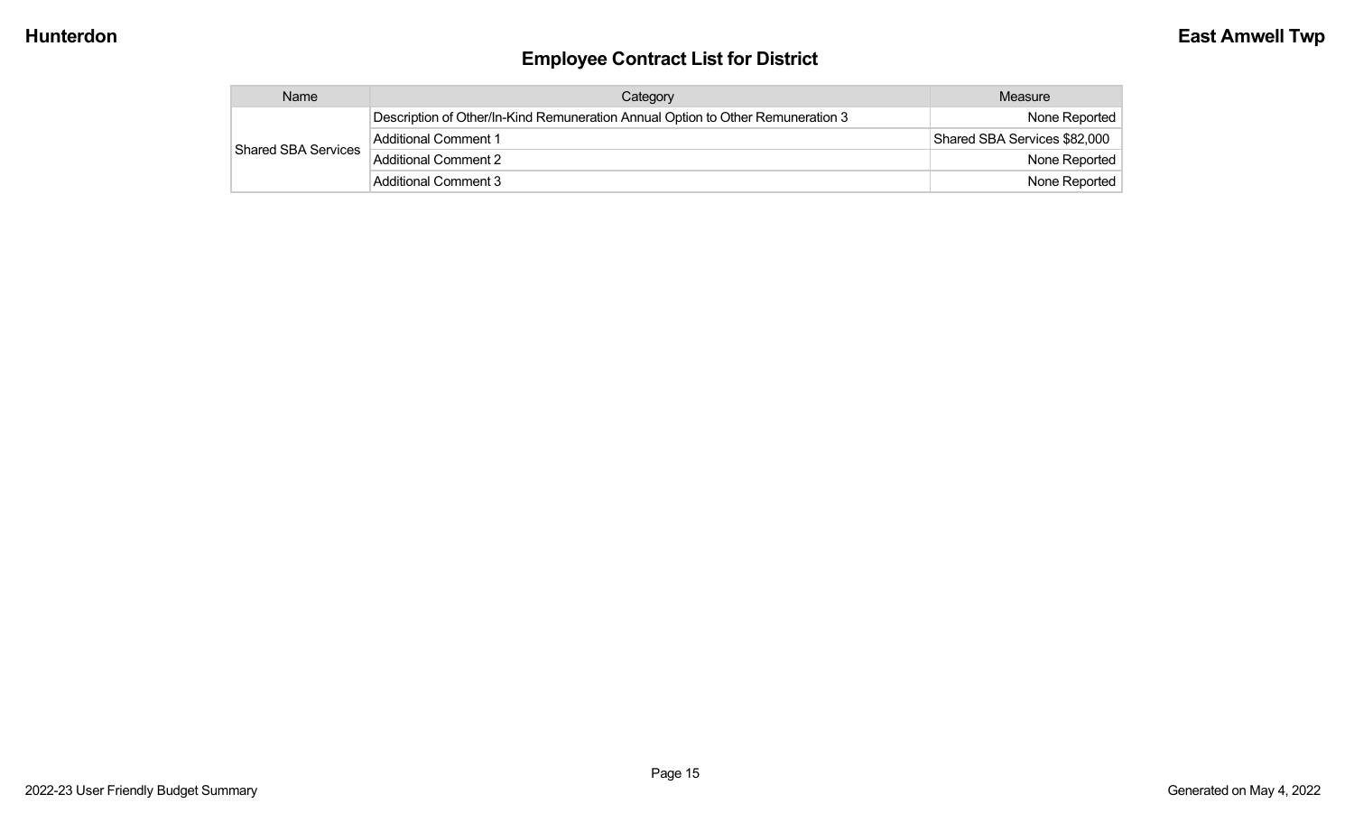## Employee Contract List for District

| Name | Category | Measure |
|---|---|---|
| Shared SBA Services | Description of Other/In-Kind Remuneration Annual Option to Other Remuneration 3 | None Reported |
| | Additional Comment 1 | Shared SBA Services $82,000 |
| | Additional Comment 2 | None Reported |
| | Additional Comment 3 | None Reported |